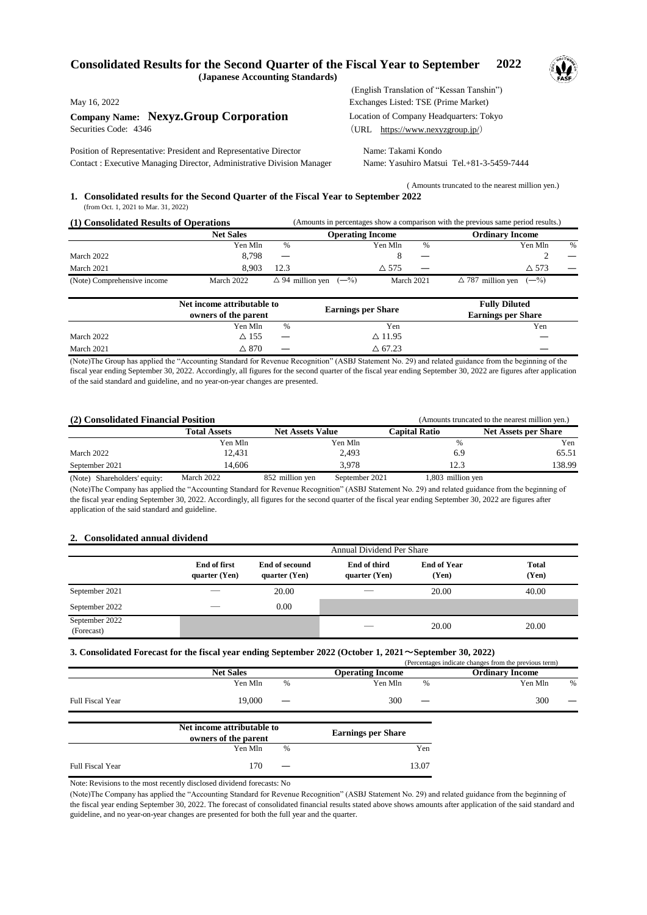# Consolidated Results for the Second Quarter of the Fiscal Year to September 2022

**(Japanese Accounting Standards)**

(English Translation of "Kessan Tanshin")

May 16, 2022

Exchanges Listed: TSE (Prime Market)

**Company Name: Nexyz.Group Corporation**

Location of Company Headquarters: Tokyo

Securities Code: 4346

(URL https://www.nexyzgroup.jp/)

Position of Representative: President and Representative Director — Name: Takami Kondo

Contact : Executive Managing Director, Administrative Division Manager — Name: Yasuhiro Matsui Tel.+81-3-5459-7444

( Amounts truncated to the nearest million yen.)

## 1. Consolidated results for the Second Quarter of the Fiscal Year to September 2022

(from Oct. 1, 2021 to Mar. 31, 2022)

### (1) Consolidated Results of Operations

(Amounts in percentages show a comparison with the previous same period results.)

| | Net Sales | | Operating Income | | Ordinary Income | |
|---|---|---|---|---|---|---|
| | Yen Mln | % | Yen Mln | % | Yen Mln | % |
| March 2022 | 8,798 | — | 8 | — | 2 | — |
| March 2021 | 8,903 | 12.3 | △ 575 | — | △ 573 | — |

(Note) Comprehensive income — March 2022: △ 94 million yen (—%) — March 2021: △ 787 million yen (—%)

| | Net income attributable to owners of the parent | | Earnings per Share | Fully Diluted Earnings per Share |
|---|---|---|---|---|
| | Yen Mln | % | Yen | Yen |
| March 2022 | △ 155 | — | △ 11.95 | — |
| March 2021 | △ 870 | — | △ 67.23 | — |

(Note)The Group has applied the "Accounting Standard for Revenue Recognition" (ASBJ Statement No. 29) and related guidance from the beginning of the fiscal year ending September 30, 2022. Accordingly, all figures for the second quarter of the fiscal year ending September 30, 2022 are figures after application of the said standard and guideline, and no year-on-year changes are presented.

### (2) Consolidated Financial Position

(Amounts truncated to the nearest million yen.)

| | Total Assets | Net Assets Value | Capital Ratio | Net Assets per Share |
|---|---|---|---|---|
| | Yen Mln | Yen Mln | % | Yen |
| March 2022 | 12,431 | 2,493 | 6.9 | 65.51 |
| September 2021 | 14,606 | 3,978 | 12.3 | 138.99 |

(Note) Shareholders' equity: March 2022: 852 million yen — September 2021: 1,803 million yen

(Note)The Company has applied the "Accounting Standard for Revenue Recognition" (ASBJ Statement No. 29) and related guidance from the beginning of the fiscal year ending September 30, 2022. Accordingly, all figures for the second quarter of the fiscal year ending September 30, 2022 are figures after application of the said standard and guideline.

## 2. Consolidated annual dividend

| | Annual Dividend Per Share | | | | |
|---|---|---|---|---|---|
| | End of first quarter (Yen) | End of secound quarter (Yen) | End of third quarter (Yen) | End of Year (Yen) | Total (Yen) |
| September 2021 | — | 20.00 | — | 20.00 | 40.00 |
| September 2022 | — | 0.00 | | | |
| September 2022 (Forecast) | | | — | 20.00 | 20.00 |

## 3. Consolidated Forecast for the fiscal year ending September 2022 (October 1, 2021〜September 30, 2022)

(Percentages indicate changes from the previous term)

| | Net Sales | | Operating Income | | Ordinary Income | |
|---|---|---|---|---|---|---|
| | Yen Mln | % | Yen Mln | % | Yen Mln | % |
| Full Fiscal Year | 19,000 | — | 300 | — | 300 | — |

| | Net income attributable to owners of the parent | | Earnings per Share |
|---|---|---|---|
| | Yen Mln | % | Yen |
| Full Fiscal Year | 170 | — | 13.07 |

Note: Revisions to the most recently disclosed dividend forecasts: No

(Note)The Company has applied the "Accounting Standard for Revenue Recognition" (ASBJ Statement No. 29) and related guidance from the beginning of the fiscal year ending September 30, 2022. The forecast of consolidated financial results stated above shows amounts after application of the said standard and guideline, and no year-on-year changes are presented for both the full year and the quarter.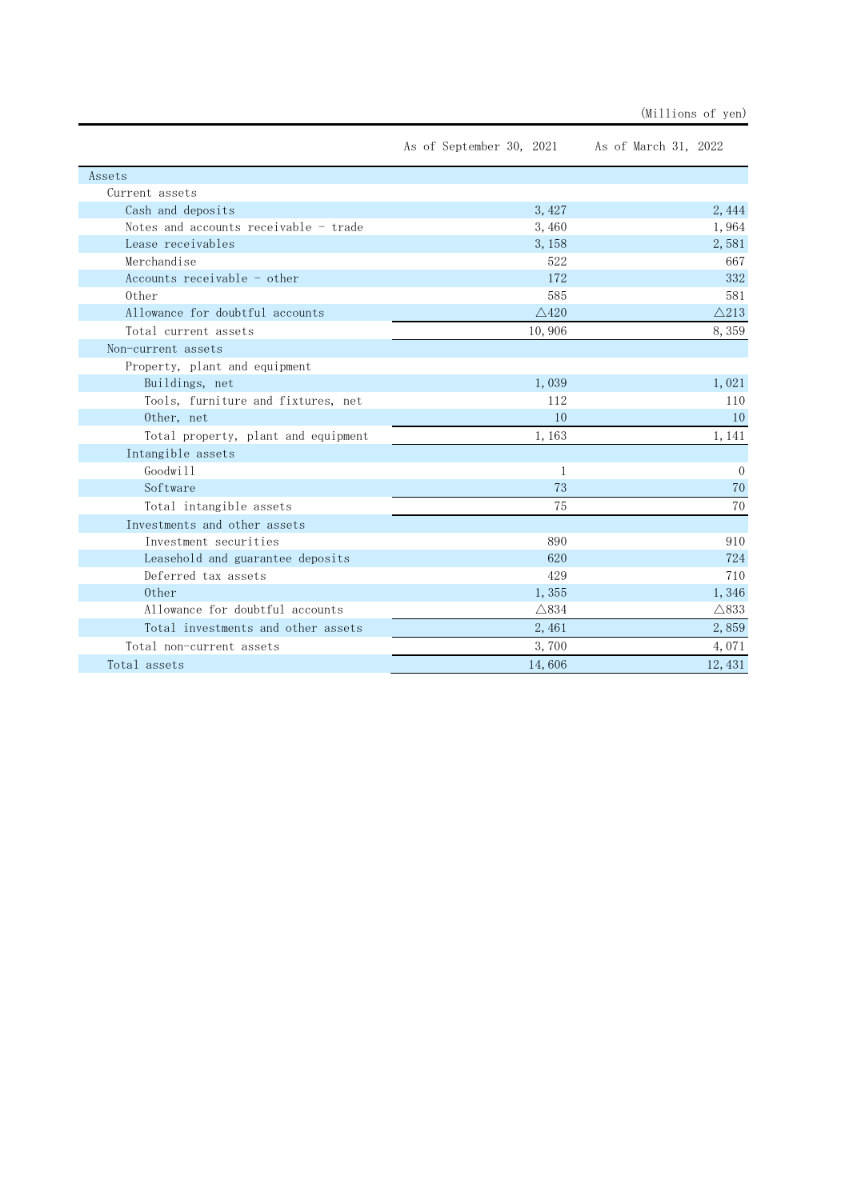(Millions of yen)

| | As of September 30, 2021 | As of March 31, 2022 |
|---|---|---|
| Assets | | |
| Current assets | | |
| Cash and deposits | 3,427 | 2,444 |
| Notes and accounts receivable - trade | 3,460 | 1,964 |
| Lease receivables | 3,158 | 2,581 |
| Merchandise | 522 | 667 |
| Accounts receivable - other | 172 | 332 |
| Other | 585 | 581 |
| Allowance for doubtful accounts | △420 | △213 |
| Total current assets | 10,906 | 8,359 |
| Non-current assets | | |
| Property, plant and equipment | | |
| Buildings, net | 1,039 | 1,021 |
| Tools, furniture and fixtures, net | 112 | 110 |
| Other, net | 10 | 10 |
| Total property, plant and equipment | 1,163 | 1,141 |
| Intangible assets | | |
| Goodwill | 1 | 0 |
| Software | 73 | 70 |
| Total intangible assets | 75 | 70 |
| Investments and other assets | | |
| Investment securities | 890 | 910 |
| Leasehold and guarantee deposits | 620 | 724 |
| Deferred tax assets | 429 | 710 |
| Other | 1,355 | 1,346 |
| Allowance for doubtful accounts | △834 | △833 |
| Total investments and other assets | 2,461 | 2,859 |
| Total non-current assets | 3,700 | 4,071 |
| Total assets | 14,606 | 12,431 |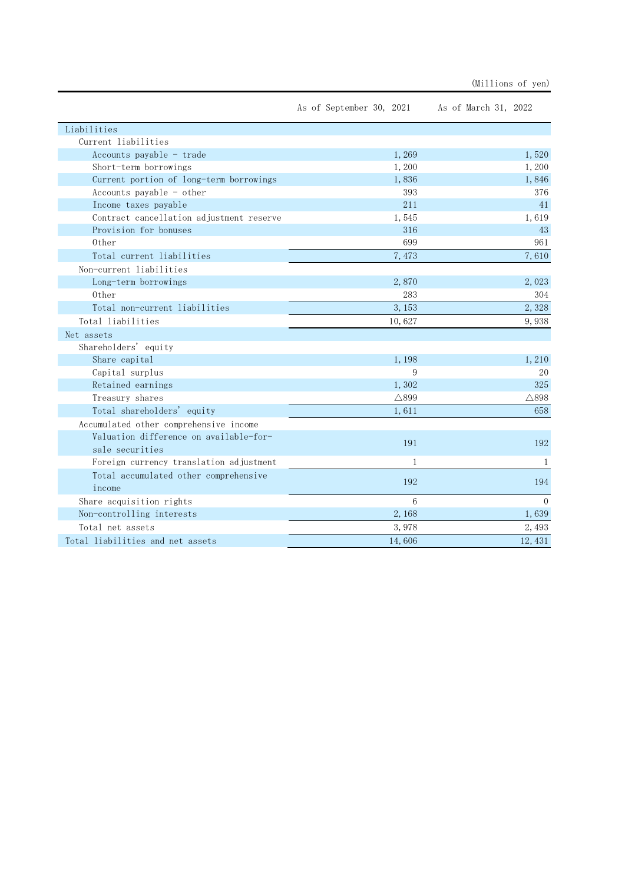(Millions of yen)

| | As of September 30, 2021 | As of March 31, 2022 |
|---|---|---|
| Liabilities | | |
| Current liabilities | | |
| Accounts payable - trade | 1,269 | 1,520 |
| Short-term borrowings | 1,200 | 1,200 |
| Current portion of long-term borrowings | 1,836 | 1,846 |
| Accounts payable - other | 393 | 376 |
| Income taxes payable | 211 | 41 |
| Contract cancellation adjustment reserve | 1,545 | 1,619 |
| Provision for bonuses | 316 | 43 |
| Other | 699 | 961 |
| Total current liabilities | 7,473 | 7,610 |
| Non-current liabilities | | |
| Long-term borrowings | 2,870 | 2,023 |
| Other | 283 | 304 |
| Total non-current liabilities | 3,153 | 2,328 |
| Total liabilities | 10,627 | 9,938 |
| Net assets | | |
| Shareholders' equity | | |
| Share capital | 1,198 | 1,210 |
| Capital surplus | 9 | 20 |
| Retained earnings | 1,302 | 325 |
| Treasury shares | △899 | △898 |
| Total shareholders' equity | 1,611 | 658 |
| Accumulated other comprehensive income | | |
| Valuation difference on available-for-sale securities | 191 | 192 |
| Foreign currency translation adjustment | 1 | 1 |
| Total accumulated other comprehensive income | 192 | 194 |
| Share acquisition rights | 6 | 0 |
| Non-controlling interests | 2,168 | 1,639 |
| Total net assets | 3,978 | 2,493 |
| Total liabilities and net assets | 14,606 | 12,431 |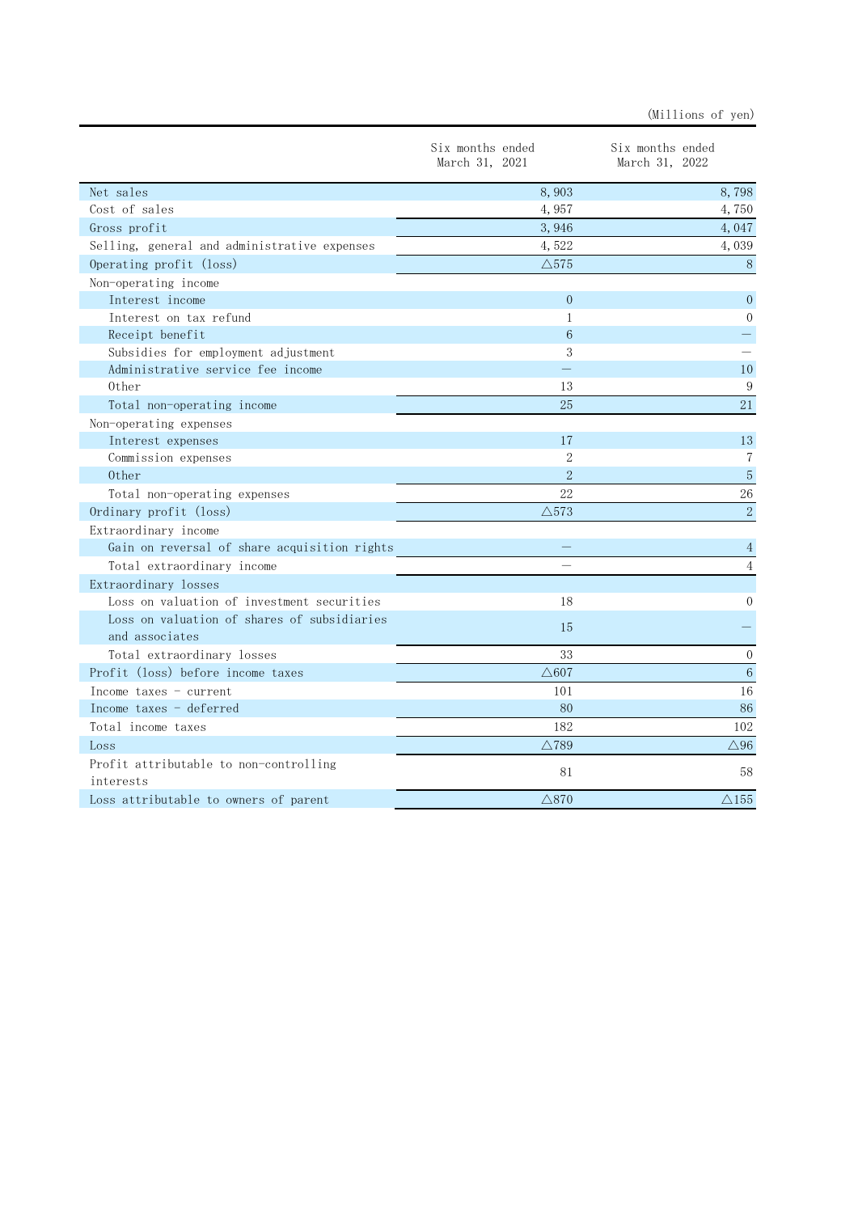(Millions of yen)

| | Six months ended March 31, 2021 | Six months ended March 31, 2022 |
|---|---|---|
| Net sales | 8,903 | 8,798 |
| Cost of sales | 4,957 | 4,750 |
| Gross profit | 3,946 | 4,047 |
| Selling, general and administrative expenses | 4,522 | 4,039 |
| Operating profit (loss) | △575 | 8 |
| Non-operating income | | |
| Interest income | 0 | 0 |
| Interest on tax refund | 1 | 0 |
| Receipt benefit | 6 | — |
| Subsidies for employment adjustment | 3 | — |
| Administrative service fee income | — | 10 |
| Other | 13 | 9 |
| Total non-operating income | 25 | 21 |
| Non-operating expenses | | |
| Interest expenses | 17 | 13 |
| Commission expenses | 2 | 7 |
| Other | 2 | 5 |
| Total non-operating expenses | 22 | 26 |
| Ordinary profit (loss) | △573 | 2 |
| Extraordinary income | | |
| Gain on reversal of share acquisition rights | — | 4 |
| Total extraordinary income | — | 4 |
| Extraordinary losses | | |
| Loss on valuation of investment securities | 18 | 0 |
| Loss on valuation of shares of subsidiaries and associates | 15 | — |
| Total extraordinary losses | 33 | 0 |
| Profit (loss) before income taxes | △607 | 6 |
| Income taxes - current | 101 | 16 |
| Income taxes - deferred | 80 | 86 |
| Total income taxes | 182 | 102 |
| Loss | △789 | △96 |
| Profit attributable to non-controlling interests | 81 | 58 |
| Loss attributable to owners of parent | △870 | △155 |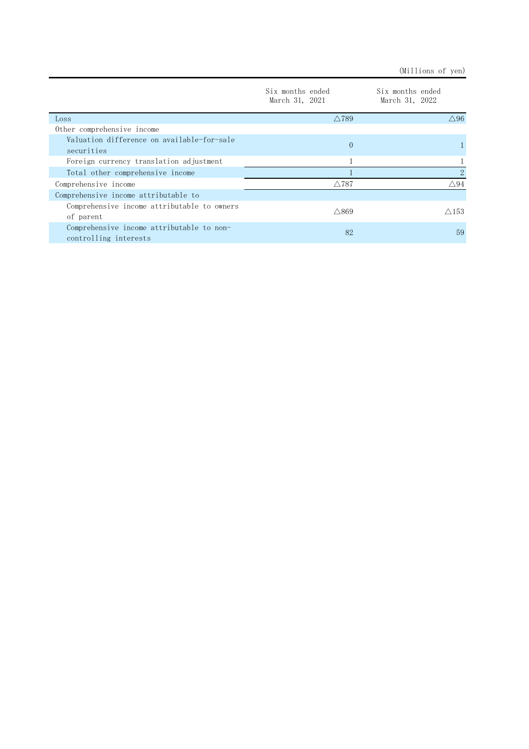(Millions of yen)

| | Six months ended March 31, 2021 | Six months ended March 31, 2022 |
|---|---|---|
| Loss | △789 | △96 |
| Other comprehensive income | | |
| Valuation difference on available-for-sale securities | 0 | 1 |
| Foreign currency translation adjustment | 1 | 1 |
| Total other comprehensive income | 1 | 2 |
| Comprehensive income | △787 | △94 |
| Comprehensive income attributable to | | |
| Comprehensive income attributable to owners of parent | △869 | △153 |
| Comprehensive income attributable to non-controlling interests | 82 | 59 |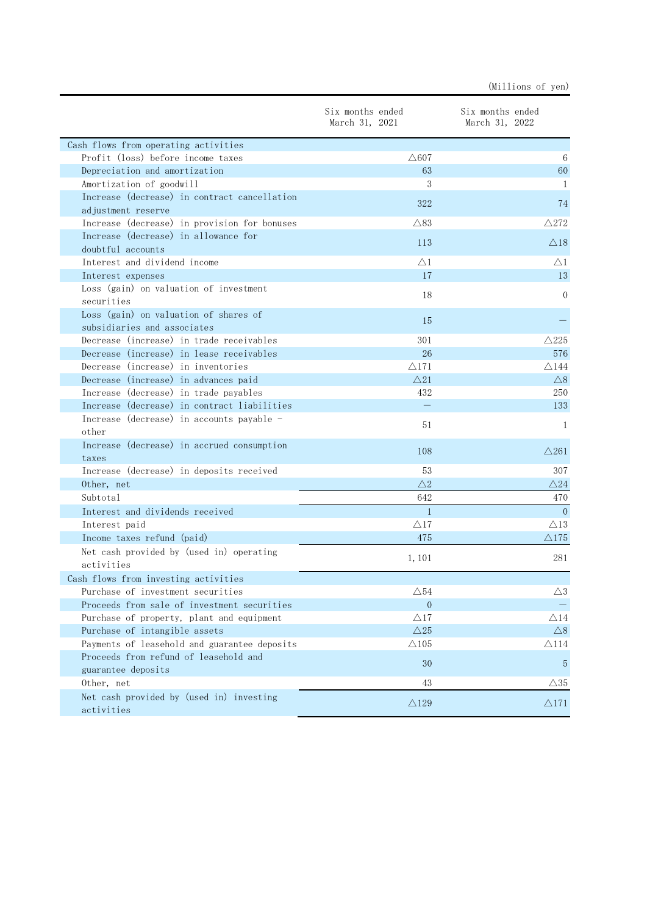(Millions of yen)

| | Six months ended March 31, 2021 | Six months ended March 31, 2022 |
|---|---|---|
| Cash flows from operating activities | | |
| Profit (loss) before income taxes | △607 | 6 |
| Depreciation and amortization | 63 | 60 |
| Amortization of goodwill | 3 | 1 |
| Increase (decrease) in contract cancellation adjustment reserve | 322 | 74 |
| Increase (decrease) in provision for bonuses | △83 | △272 |
| Increase (decrease) in allowance for doubtful accounts | 113 | △18 |
| Interest and dividend income | △1 | △1 |
| Interest expenses | 17 | 13 |
| Loss (gain) on valuation of investment securities | 18 | 0 |
| Loss (gain) on valuation of shares of subsidiaries and associates | 15 | — |
| Decrease (increase) in trade receivables | 301 | △225 |
| Decrease (increase) in lease receivables | 26 | 576 |
| Decrease (increase) in inventories | △171 | △144 |
| Decrease (increase) in advances paid | △21 | △8 |
| Increase (decrease) in trade payables | 432 | 250 |
| Increase (decrease) in contract liabilities | — | 133 |
| Increase (decrease) in accounts payable - other | 51 | 1 |
| Increase (decrease) in accrued consumption taxes | 108 | △261 |
| Increase (decrease) in deposits received | 53 | 307 |
| Other, net | △2 | △24 |
| Subtotal | 642 | 470 |
| Interest and dividends received | 1 | 0 |
| Interest paid | △17 | △13 |
| Income taxes refund (paid) | 475 | △175 |
| Net cash provided by (used in) operating activities | 1,101 | 281 |
| Cash flows from investing activities | | |
| Purchase of investment securities | △54 | △3 |
| Proceeds from sale of investment securities | 0 | — |
| Purchase of property, plant and equipment | △17 | △14 |
| Purchase of intangible assets | △25 | △8 |
| Payments of leasehold and guarantee deposits | △105 | △114 |
| Proceeds from refund of leasehold and guarantee deposits | 30 | 5 |
| Other, net | 43 | △35 |
| Net cash provided by (used in) investing activities | △129 | △171 |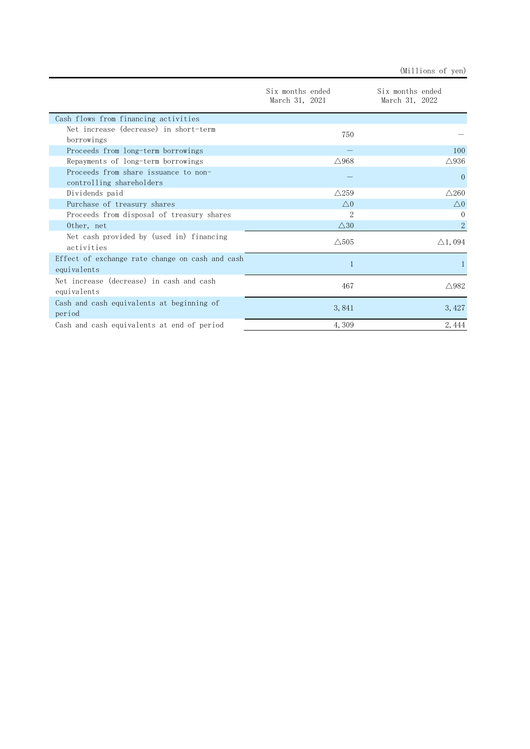(Millions of yen)

| | Six months ended March 31, 2021 | Six months ended March 31, 2022 |
|---|---|---|
| Cash flows from financing activities | | |
| Net increase (decrease) in short-term borrowings | 750 | — |
| Proceeds from long-term borrowings | — | 100 |
| Repayments of long-term borrowings | △968 | △936 |
| Proceeds from share issuance to non-controlling shareholders | — | 0 |
| Dividends paid | △259 | △260 |
| Purchase of treasury shares | △0 | △0 |
| Proceeds from disposal of treasury shares | 2 | 0 |
| Other, net | △30 | 2 |
| Net cash provided by (used in) financing activities | △505 | △1,094 |
| Effect of exchange rate change on cash and cash equivalents | 1 | 1 |
| Net increase (decrease) in cash and cash equivalents | 467 | △982 |
| Cash and cash equivalents at beginning of period | 3,841 | 3,427 |
| Cash and cash equivalents at end of period | 4,309 | 2,444 |